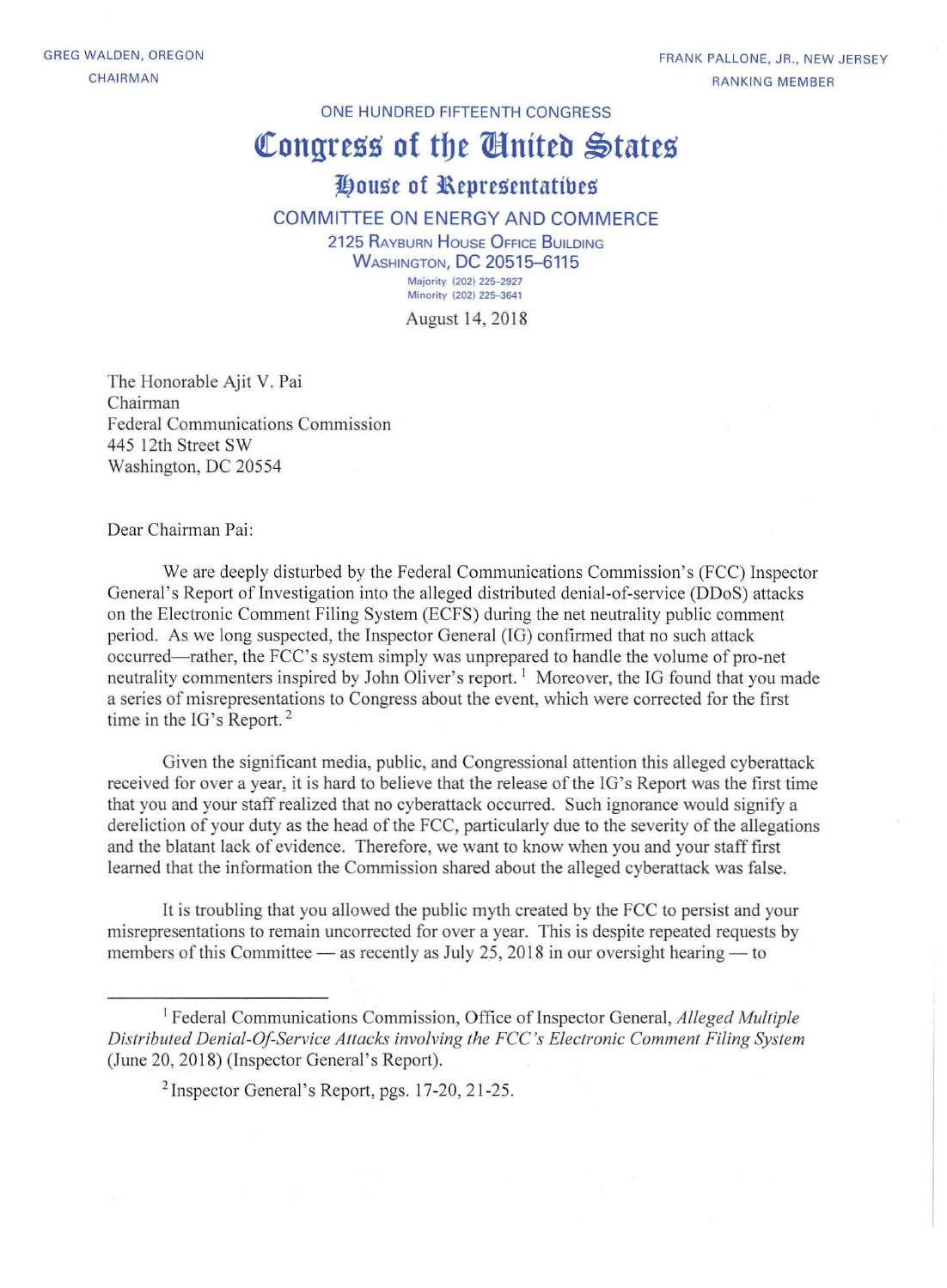GREG WALDEN, OREGON
CHAIRMAN

FRANK PALLONE, JR., NEW JERSEY
RANKING MEMBER

ONE HUNDRED FIFTEENTH CONGRESS

# Congress of the United States

## House of Representatives

### COMMITTEE ON ENERGY AND COMMERCE

2125 RAYBURN HOUSE OFFICE BUILDING
WASHINGTON, DC 20515–6115

Majority (202) 225–2927
Minority (202) 225–3641

August 14, 2018

The Honorable Ajit V. Pai
Chairman
Federal Communications Commission
445 12th Street SW
Washington, DC 20554

Dear Chairman Pai:

We are deeply disturbed by the Federal Communications Commission's (FCC) Inspector General's Report of Investigation into the alleged distributed denial-of-service (DDoS) attacks on the Electronic Comment Filing System (ECFS) during the net neutrality public comment period. As we long suspected, the Inspector General (IG) confirmed that no such attack occurred—rather, the FCC's system simply was unprepared to handle the volume of pro-net neutrality commenters inspired by John Oliver's report.[1] Moreover, the IG found that you made a series of misrepresentations to Congress about the event, which were corrected for the first time in the IG's Report.[2]

Given the significant media, public, and Congressional attention this alleged cyberattack received for over a year, it is hard to believe that the release of the IG's Report was the first time that you and your staff realized that no cyberattack occurred. Such ignorance would signify a dereliction of your duty as the head of the FCC, particularly due to the severity of the allegations and the blatant lack of evidence. Therefore, we want to know when you and your staff first learned that the information the Commission shared about the alleged cyberattack was false.

It is troubling that you allowed the public myth created by the FCC to persist and your misrepresentations to remain uncorrected for over a year. This is despite repeated requests by members of this Committee — as recently as July 25, 2018 in our oversight hearing — to

---

[1] Federal Communications Commission, Office of Inspector General, *Alleged Multiple Distributed Denial-Of-Service Attacks involving the FCC's Electronic Comment Filing System* (June 20, 2018) (Inspector General's Report).

[2] Inspector General's Report, pgs. 17-20, 21-25.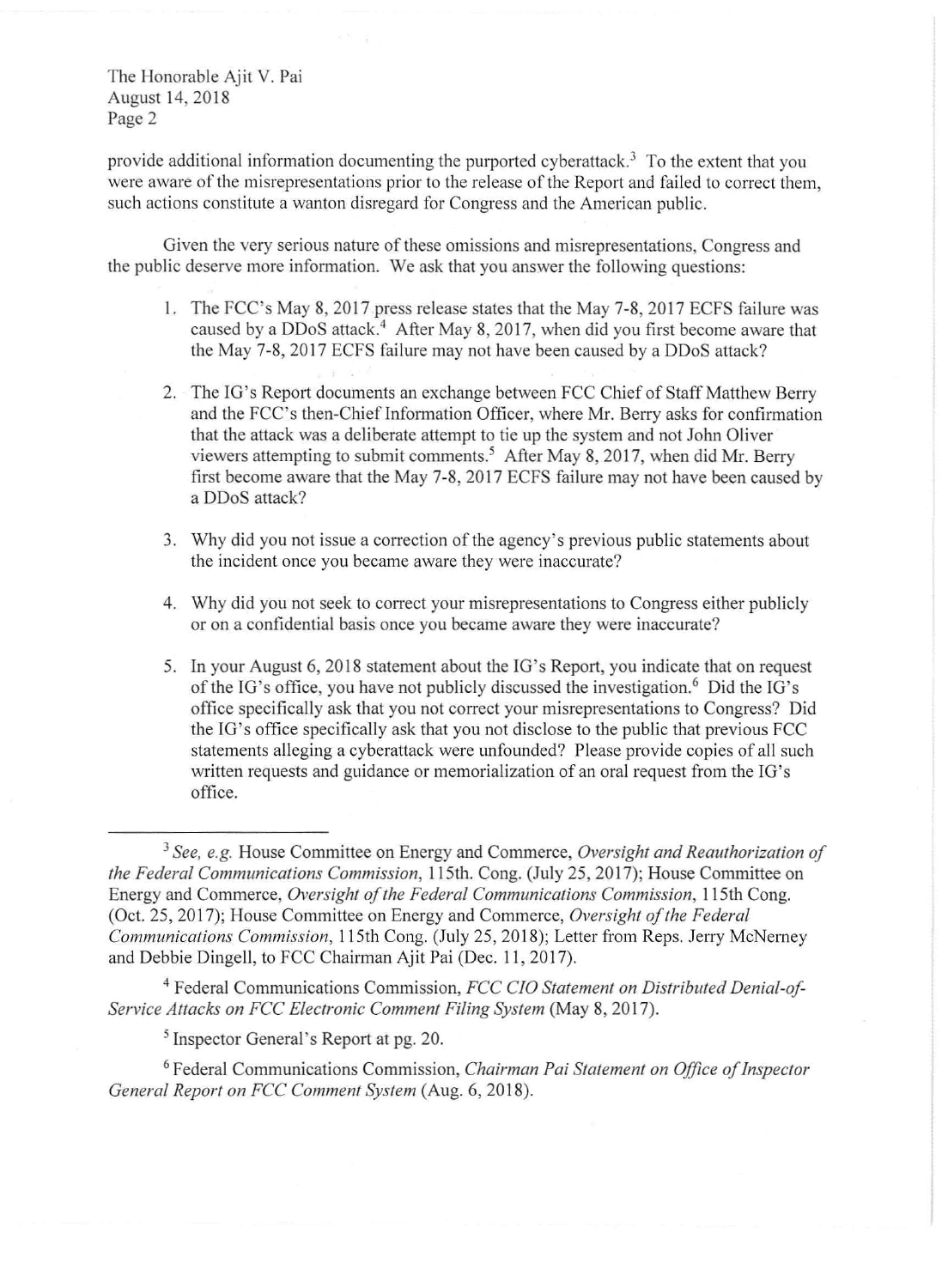provide additional information documenting the purported cyberattack.[3] To the extent that you were aware of the misrepresentations prior to the release of the Report and failed to correct them, such actions constitute a wanton disregard for Congress and the American public.

Given the very serious nature of these omissions and misrepresentations, Congress and the public deserve more information. We ask that you answer the following questions:

1. The FCC's May 8, 2017 press release states that the May 7-8, 2017 ECFS failure was caused by a DDoS attack.[4] After May 8, 2017, when did you first become aware that the May 7-8, 2017 ECFS failure may not have been caused by a DDoS attack?

2. The IG's Report documents an exchange between FCC Chief of Staff Matthew Berry and the FCC's then-Chief Information Officer, where Mr. Berry asks for confirmation that the attack was a deliberate attempt to tie up the system and not John Oliver viewers attempting to submit comments.[5] After May 8, 2017, when did Mr. Berry first become aware that the May 7-8, 2017 ECFS failure may not have been caused by a DDoS attack?

3. Why did you not issue a correction of the agency's previous public statements about the incident once you became aware they were inaccurate?

4. Why did you not seek to correct your misrepresentations to Congress either publicly or on a confidential basis once you became aware they were inaccurate?

5. In your August 6, 2018 statement about the IG's Report, you indicate that on request of the IG's office, you have not publicly discussed the investigation.[6] Did the IG's office specifically ask that you not correct your misrepresentations to Congress? Did the IG's office specifically ask that you not disclose to the public that previous FCC statements alleging a cyberattack were unfounded? Please provide copies of all such written requests and guidance or memorialization of an oral request from the IG's office.

---

[3] *See, e.g.* House Committee on Energy and Commerce, *Oversight and Reauthorization of the Federal Communications Commission*, 115th. Cong. (July 25, 2017); House Committee on Energy and Commerce, *Oversight of the Federal Communications Commission*, 115th Cong. (Oct. 25, 2017); House Committee on Energy and Commerce, *Oversight of the Federal Communications Commission*, 115th Cong. (July 25, 2018); Letter from Reps. Jerry McNerney and Debbie Dingell, to FCC Chairman Ajit Pai (Dec. 11, 2017).

[4] Federal Communications Commission, *FCC CIO Statement on Distributed Denial-of-Service Attacks on FCC Electronic Comment Filing System* (May 8, 2017).

[5] Inspector General's Report at pg. 20.

[6] Federal Communications Commission, *Chairman Pai Statement on Office of Inspector General Report on FCC Comment System* (Aug. 6, 2018).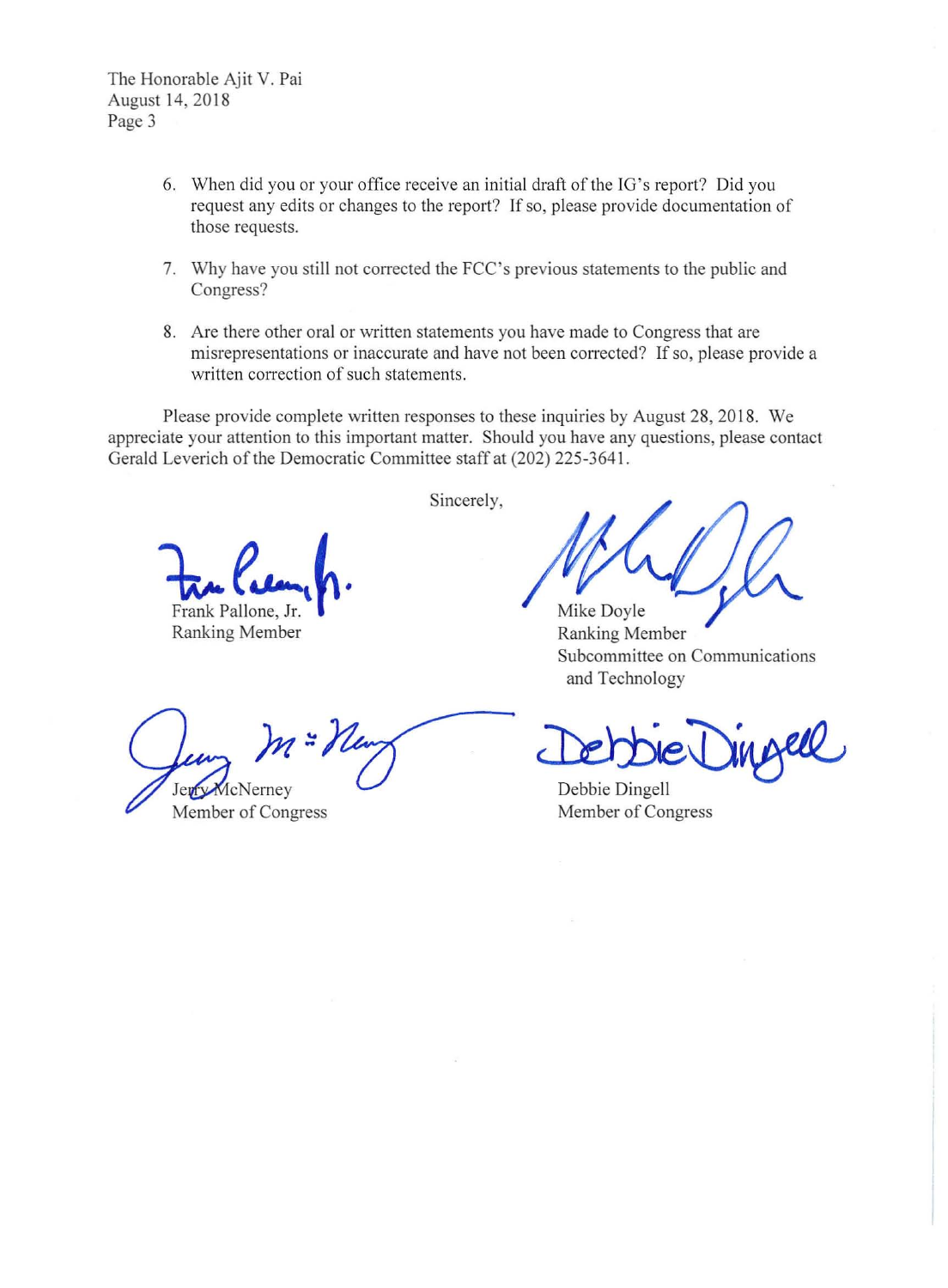The Honorable Ajit V. Pai
August 14, 2018

6. When did you or your office receive an initial draft of the IG's report? Did you request any edits or changes to the report? If so, please provide documentation of those requests.

7. Why have you still not corrected the FCC's previous statements to the public and Congress?

8. Are there other oral or written statements you have made to Congress that are misrepresentations or inaccurate and have not been corrected? If so, please provide a written correction of such statements.

Please provide complete written responses to these inquiries by August 28, 2018. We appreciate your attention to this important matter. Should you have any questions, please contact Gerald Leverich of the Democratic Committee staff at (202) 225-3641.

Sincerely,

Frank Pallone, Jr.
Ranking Member

Mike Doyle
Ranking Member
Subcommittee on Communications and Technology

Jerry McNerney
Member of Congress

Debbie Dingell
Member of Congress